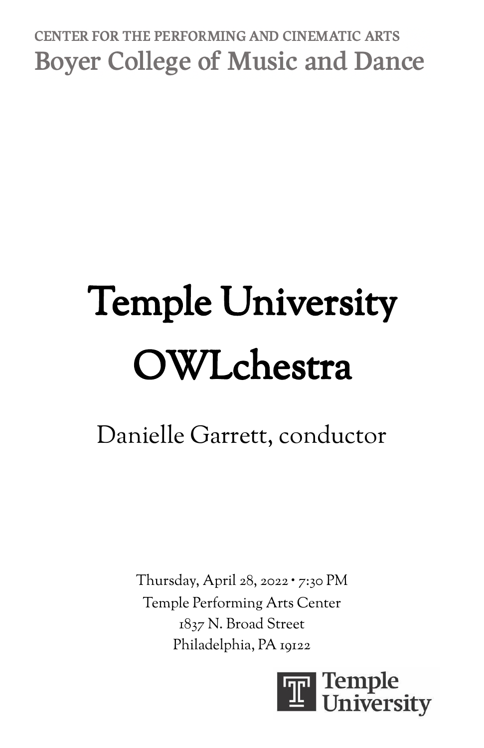CENTER FOR THE PERFORMING AND CINEMATIC ARTS

Boyer College of Music and Dance

# Temple University OWLchestra

## Danielle Garrett, conductor

Thursday, April 28, 2022 • 7:30 PM
Temple Performing Arts Center
1837 N. Broad Street
Philadelphia, PA 19122

Temple University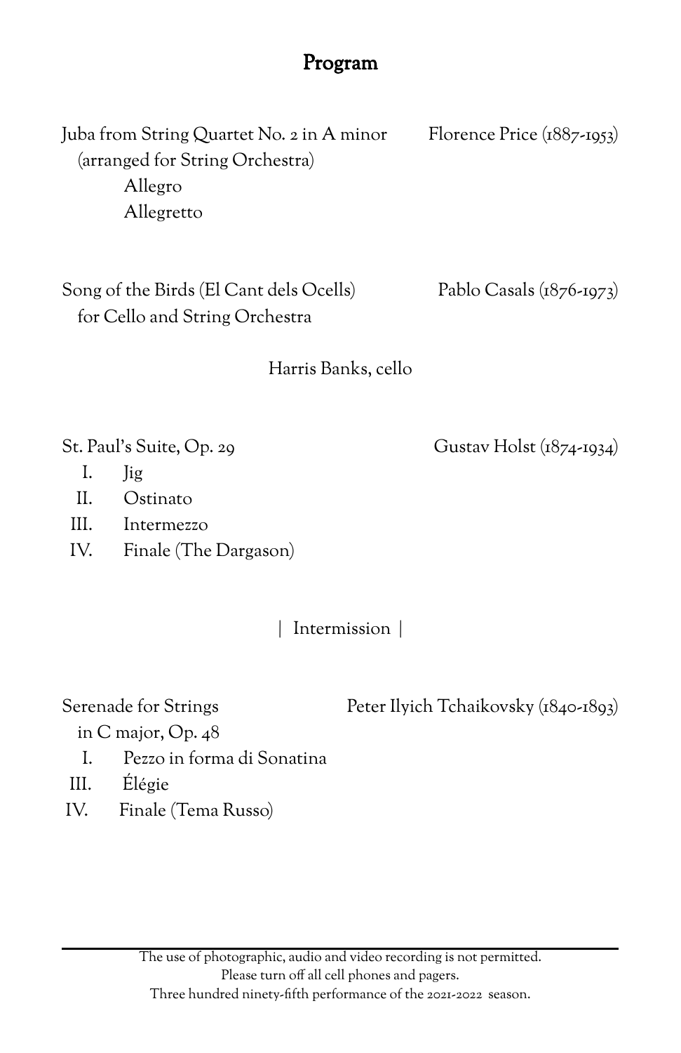# Program

Juba from String Quartet No. 2 in A minor — Florence Price (1887-1953)
(arranged for String Orchestra)
Allegro
Allegretto

Song of the Birds (El Cant dels Ocells) — Pablo Casals (1876-1973)
for Cello and String Orchestra

Harris Banks, cello

St. Paul's Suite, Op. 29 — Gustav Holst (1874-1934)

I. Jig
II. Ostinato
III. Intermezzo
IV. Finale (The Dargason)

| Intermission |

Serenade for Strings — Peter Ilyich Tchaikovsky (1840-1893)
in C major, Op. 48

I. Pezzo in forma di Sonatina
III. Élégie
IV. Finale (Tema Russo)

---

The use of photographic, audio and video recording is not permitted.
Please turn off all cell phones and pagers.
Three hundred ninety-fifth performance of the 2021-2022 season.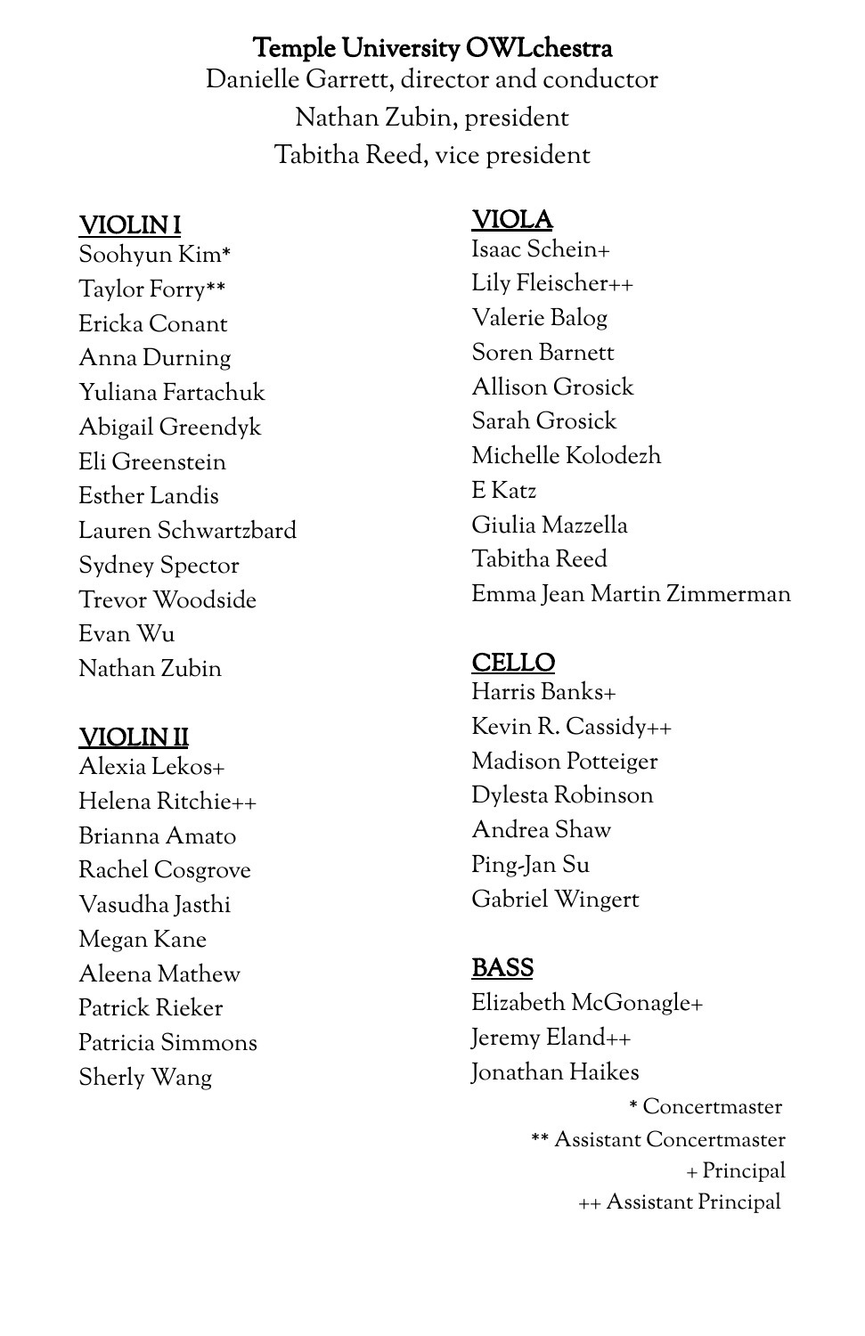# Temple University OWLchestra

Danielle Garrett, director and conductor

Nathan Zubin, president

Tabitha Reed, vice president

## VIOLIN I

Soohyun Kim*
Taylor Forry**
Ericka Conant
Anna Durning
Yuliana Fartachuk
Abigail Greendyk
Eli Greenstein
Esther Landis
Lauren Schwartzbard
Sydney Spector
Trevor Woodside
Evan Wu
Nathan Zubin

## VIOLIN II

Alexia Lekos+
Helena Ritchie++
Brianna Amato
Rachel Cosgrove
Vasudha Jasthi
Megan Kane
Aleena Mathew
Patrick Rieker
Patricia Simmons
Sherly Wang

## VIOLA

Isaac Schein+
Lily Fleischer++
Valerie Balog
Soren Barnett
Allison Grosick
Sarah Grosick
Michelle Kolodezh
E Katz
Giulia Mazzella
Tabitha Reed
Emma Jean Martin Zimmerman

## CELLO

Harris Banks+
Kevin R. Cassidy++
Madison Potteiger
Dylesta Robinson
Andrea Shaw
Ping-Jan Su
Gabriel Wingert

## BASS

Elizabeth McGonagle+
Jeremy Eland++
Jonathan Haikes

* Concertmaster
** Assistant Concertmaster
+ Principal
++ Assistant Principal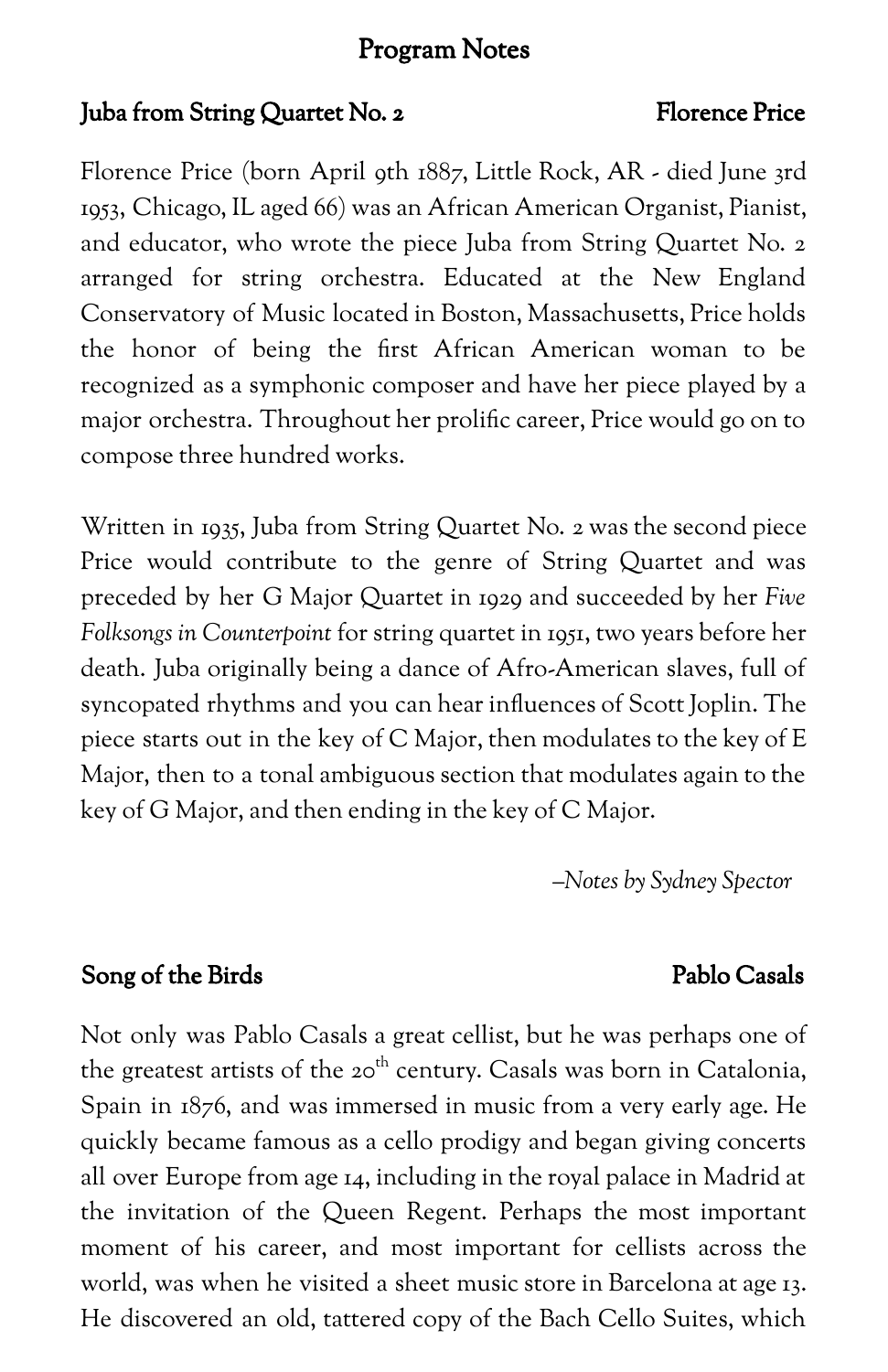# Program Notes

## Juba from String Quartet No. 2 — Florence Price

Florence Price (born April 9th 1887, Little Rock, AR - died June 3rd 1953, Chicago, IL aged 66) was an African American Organist, Pianist, and educator, who wrote the piece Juba from String Quartet No. 2 arranged for string orchestra. Educated at the New England Conservatory of Music located in Boston, Massachusetts, Price holds the honor of being the first African American woman to be recognized as a symphonic composer and have her piece played by a major orchestra. Throughout her prolific career, Price would go on to compose three hundred works.

Written in 1935, Juba from String Quartet No. 2 was the second piece Price would contribute to the genre of String Quartet and was preceded by her G Major Quartet in 1929 and succeeded by her *Five Folksongs in Counterpoint* for string quartet in 1951, two years before her death. Juba originally being a dance of Afro-American slaves, full of syncopated rhythms and you can hear influences of Scott Joplin. The piece starts out in the key of C Major, then modulates to the key of E Major, then to a tonal ambiguous section that modulates again to the key of G Major, and then ending in the key of C Major.

*–Notes by Sydney Spector*

## Song of the Birds — Pablo Casals

Not only was Pablo Casals a great cellist, but he was perhaps one of the greatest artists of the 20th century. Casals was born in Catalonia, Spain in 1876, and was immersed in music from a very early age. He quickly became famous as a cello prodigy and began giving concerts all over Europe from age 14, including in the royal palace in Madrid at the invitation of the Queen Regent. Perhaps the most important moment of his career, and most important for cellists across the world, was when he visited a sheet music store in Barcelona at age 13. He discovered an old, tattered copy of the Bach Cello Suites, which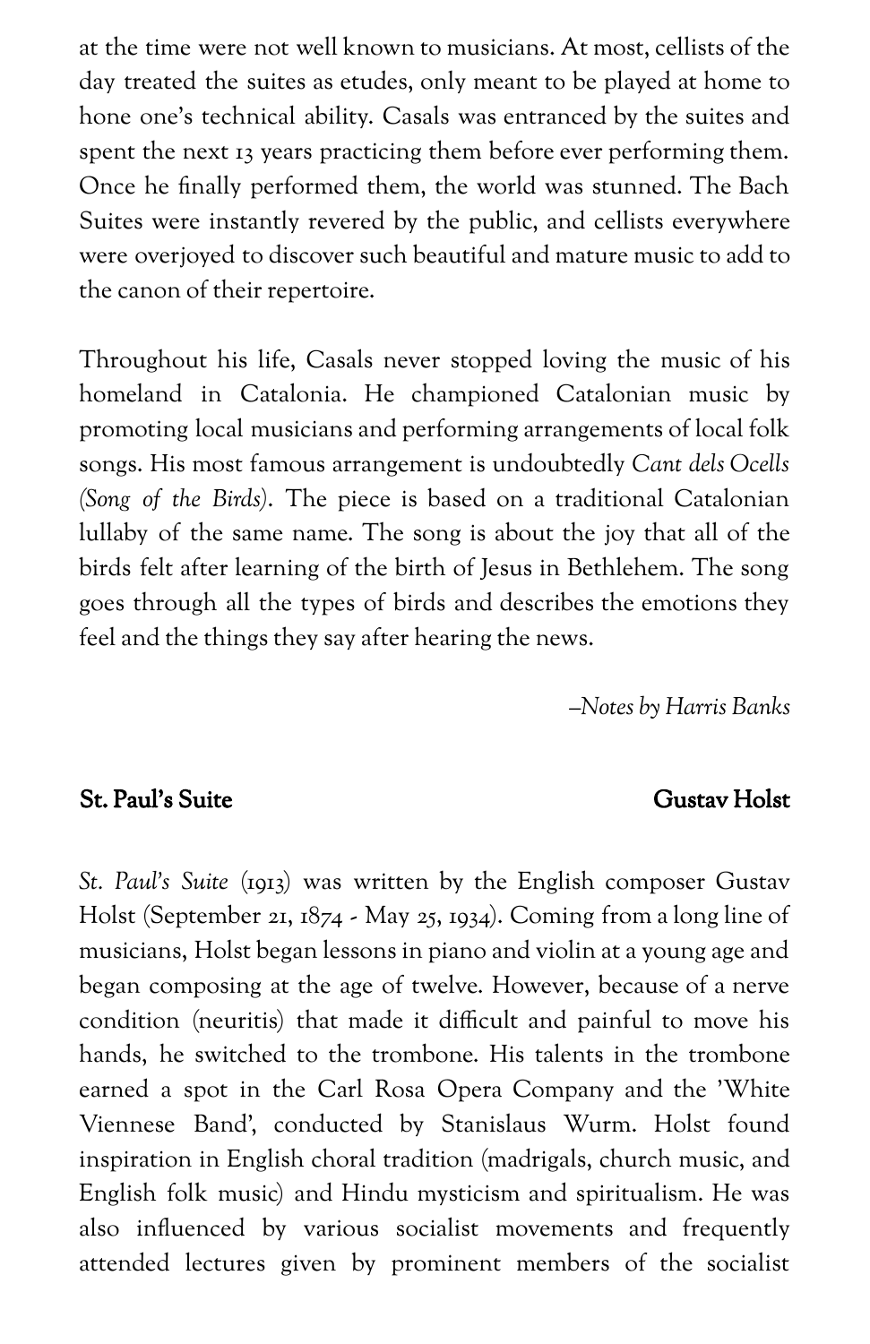at the time were not well known to musicians. At most, cellists of the day treated the suites as etudes, only meant to be played at home to hone one's technical ability. Casals was entranced by the suites and spent the next 13 years practicing them before ever performing them. Once he finally performed them, the world was stunned. The Bach Suites were instantly revered by the public, and cellists everywhere were overjoyed to discover such beautiful and mature music to add to the canon of their repertoire.

Throughout his life, Casals never stopped loving the music of his homeland in Catalonia. He championed Catalonian music by promoting local musicians and performing arrangements of local folk songs. His most famous arrangement is undoubtedly *Cant dels Ocells (Song of the Birds)*. The piece is based on a traditional Catalonian lullaby of the same name. The song is about the joy that all of the birds felt after learning of the birth of Jesus in Bethlehem. The song goes through all the types of birds and describes the emotions they feel and the things they say after hearing the news.

*–Notes by Harris Banks*

## St. Paul's Suite — Gustav Holst

*St. Paul's Suite* (1913) was written by the English composer Gustav Holst (September 21, 1874 - May 25, 1934). Coming from a long line of musicians, Holst began lessons in piano and violin at a young age and began composing at the age of twelve. However, because of a nerve condition (neuritis) that made it difficult and painful to move his hands, he switched to the trombone. His talents in the trombone earned a spot in the Carl Rosa Opera Company and the 'White Viennese Band', conducted by Stanislaus Wurm. Holst found inspiration in English choral tradition (madrigals, church music, and English folk music) and Hindu mysticism and spiritualism. He was also influenced by various socialist movements and frequently attended lectures given by prominent members of the socialist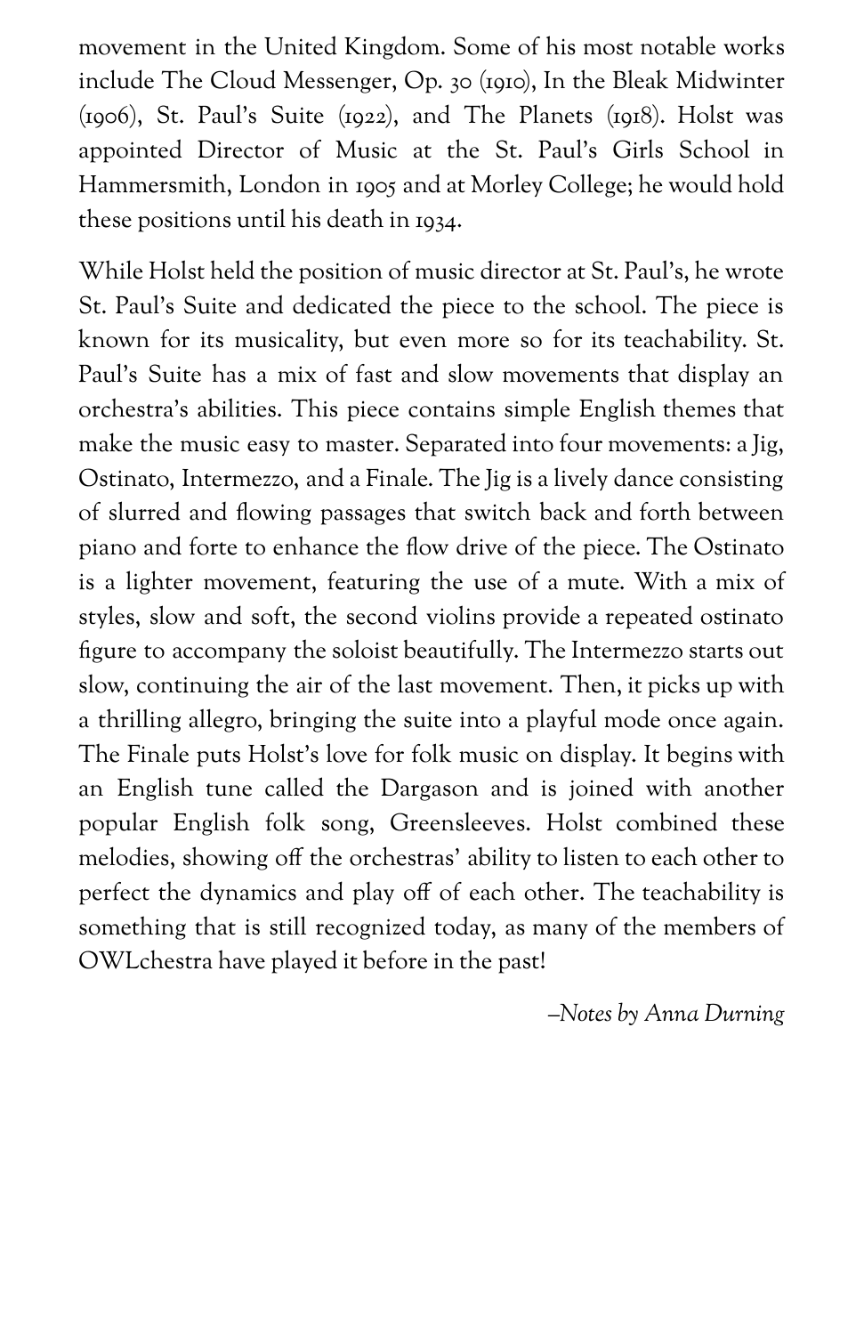movement in the United Kingdom. Some of his most notable works include The Cloud Messenger, Op. 30 (1910), In the Bleak Midwinter (1906), St. Paul's Suite (1922), and The Planets (1918). Holst was appointed Director of Music at the St. Paul's Girls School in Hammersmith, London in 1905 and at Morley College; he would hold these positions until his death in 1934.

While Holst held the position of music director at St. Paul's, he wrote St. Paul's Suite and dedicated the piece to the school. The piece is known for its musicality, but even more so for its teachability. St. Paul's Suite has a mix of fast and slow movements that display an orchestra's abilities. This piece contains simple English themes that make the music easy to master. Separated into four movements: a Jig, Ostinato, Intermezzo, and a Finale. The Jig is a lively dance consisting of slurred and flowing passages that switch back and forth between piano and forte to enhance the flow drive of the piece. The Ostinato is a lighter movement, featuring the use of a mute. With a mix of styles, slow and soft, the second violins provide a repeated ostinato figure to accompany the soloist beautifully. The Intermezzo starts out slow, continuing the air of the last movement. Then, it picks up with a thrilling allegro, bringing the suite into a playful mode once again. The Finale puts Holst's love for folk music on display. It begins with an English tune called the Dargason and is joined with another popular English folk song, Greensleeves. Holst combined these melodies, showing off the orchestras' ability to listen to each other to perfect the dynamics and play off of each other. The teachability is something that is still recognized today, as many of the members of OWLchestra have played it before in the past!

*–Notes by Anna Durning*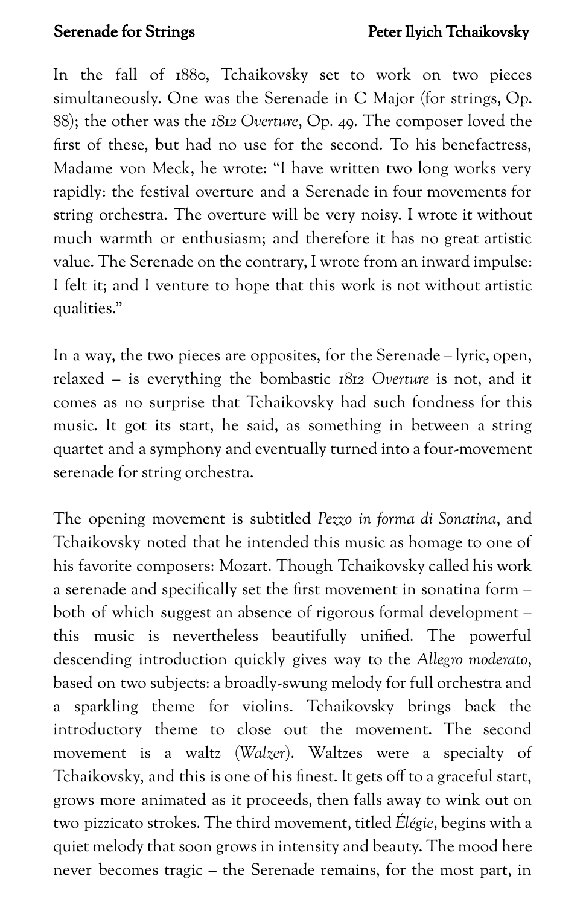In the fall of 1880, Tchaikovsky set to work on two pieces simultaneously. One was the Serenade in C Major (for strings, Op. 88); the other was the *1812 Overture*, Op. 49. The composer loved the first of these, but had no use for the second. To his benefactress, Madame von Meck, he wrote: "I have written two long works very rapidly: the festival overture and a Serenade in four movements for string orchestra. The overture will be very noisy. I wrote it without much warmth or enthusiasm; and therefore it has no great artistic value. The Serenade on the contrary, I wrote from an inward impulse: I felt it; and I venture to hope that this work is not without artistic qualities."

In a way, the two pieces are opposites, for the Serenade – lyric, open, relaxed – is everything the bombastic *1812 Overture* is not, and it comes as no surprise that Tchaikovsky had such fondness for this music. It got its start, he said, as something in between a string quartet and a symphony and eventually turned into a four-movement serenade for string orchestra.

The opening movement is subtitled *Pezzo in forma di Sonatina*, and Tchaikovsky noted that he intended this music as homage to one of his favorite composers: Mozart. Though Tchaikovsky called his work a serenade and specifically set the first movement in sonatina form – both of which suggest an absence of rigorous formal development – this music is nevertheless beautifully unified. The powerful descending introduction quickly gives way to the *Allegro moderato*, based on two subjects: a broadly-swung melody for full orchestra and a sparkling theme for violins. Tchaikovsky brings back the introductory theme to close out the movement. The second movement is a waltz (*Walzer*). Waltzes were a specialty of Tchaikovsky, and this is one of his finest. It gets off to a graceful start, grows more animated as it proceeds, then falls away to wink out on two pizzicato strokes. The third movement, titled *Élégie*, begins with a quiet melody that soon grows in intensity and beauty. The mood here never becomes tragic – the Serenade remains, for the most part, in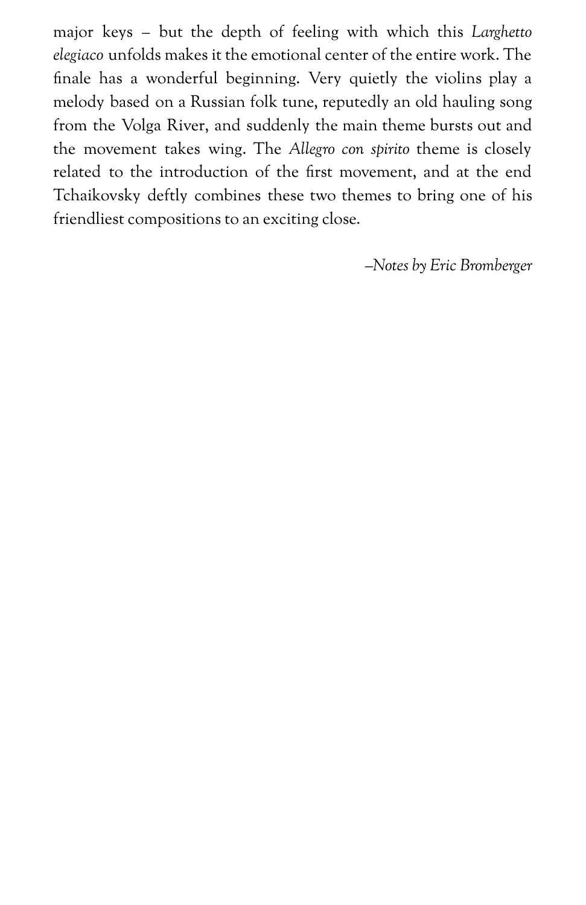major keys – but the depth of feeling with which this *Larghetto elegiaco* unfolds makes it the emotional center of the entire work. The finale has a wonderful beginning. Very quietly the violins play a melody based on a Russian folk tune, reputedly an old hauling song from the Volga River, and suddenly the main theme bursts out and the movement takes wing. The *Allegro con spirito* theme is closely related to the introduction of the first movement, and at the end Tchaikovsky deftly combines these two themes to bring one of his friendliest compositions to an exciting close.

*–Notes by Eric Bromberger*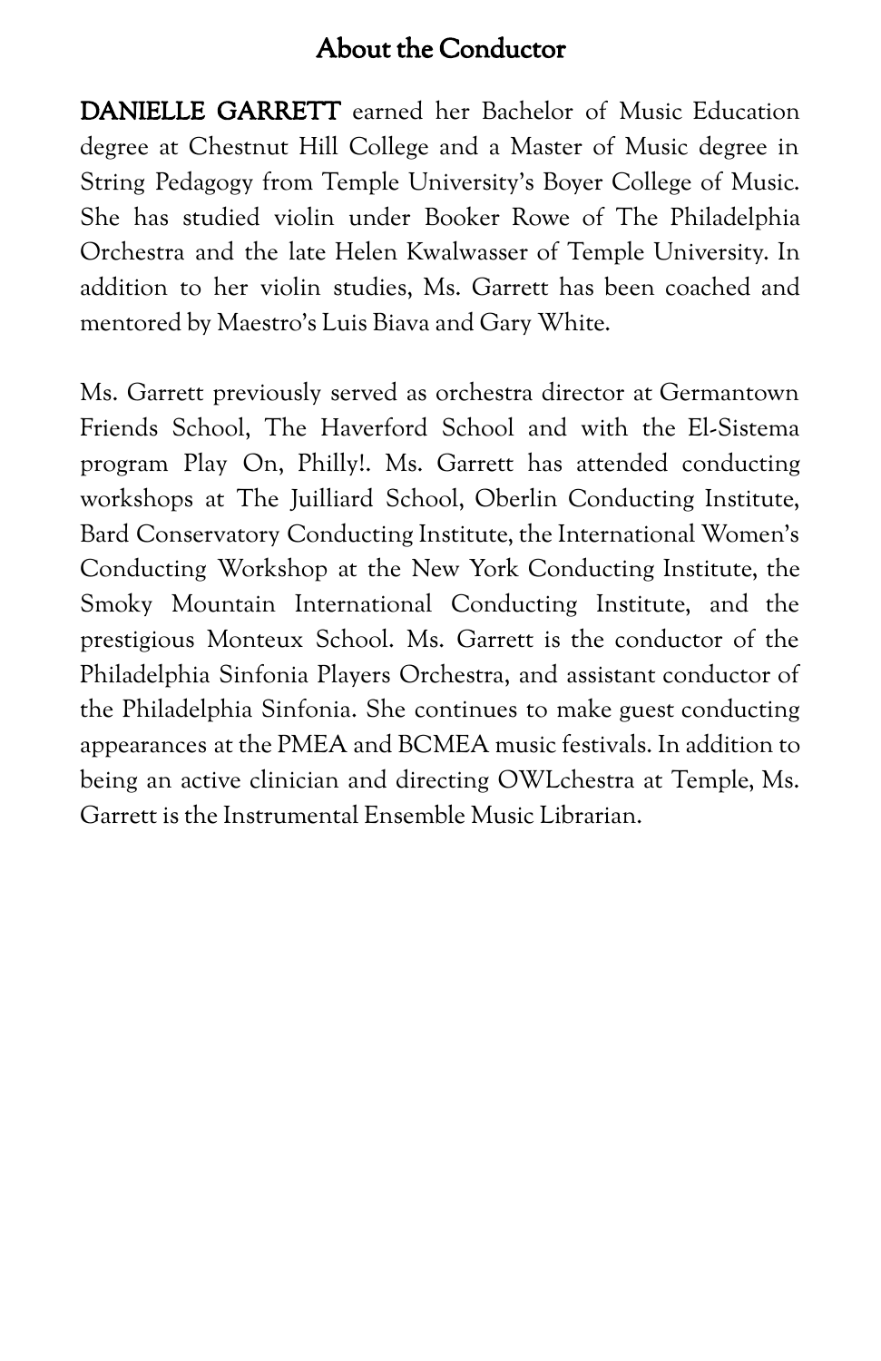## About the Conductor

**DANIELLE GARRETT** earned her Bachelor of Music Education degree at Chestnut Hill College and a Master of Music degree in String Pedagogy from Temple University's Boyer College of Music. She has studied violin under Booker Rowe of The Philadelphia Orchestra and the late Helen Kwalwasser of Temple University. In addition to her violin studies, Ms. Garrett has been coached and mentored by Maestro's Luis Biava and Gary White.

Ms. Garrett previously served as orchestra director at Germantown Friends School, The Haverford School and with the El-Sistema program Play On, Philly!. Ms. Garrett has attended conducting workshops at The Juilliard School, Oberlin Conducting Institute, Bard Conservatory Conducting Institute, the International Women's Conducting Workshop at the New York Conducting Institute, the Smoky Mountain International Conducting Institute, and the prestigious Monteux School. Ms. Garrett is the conductor of the Philadelphia Sinfonia Players Orchestra, and assistant conductor of the Philadelphia Sinfonia. She continues to make guest conducting appearances at the PMEA and BCMEA music festivals. In addition to being an active clinician and directing OWLchestra at Temple, Ms. Garrett is the Instrumental Ensemble Music Librarian.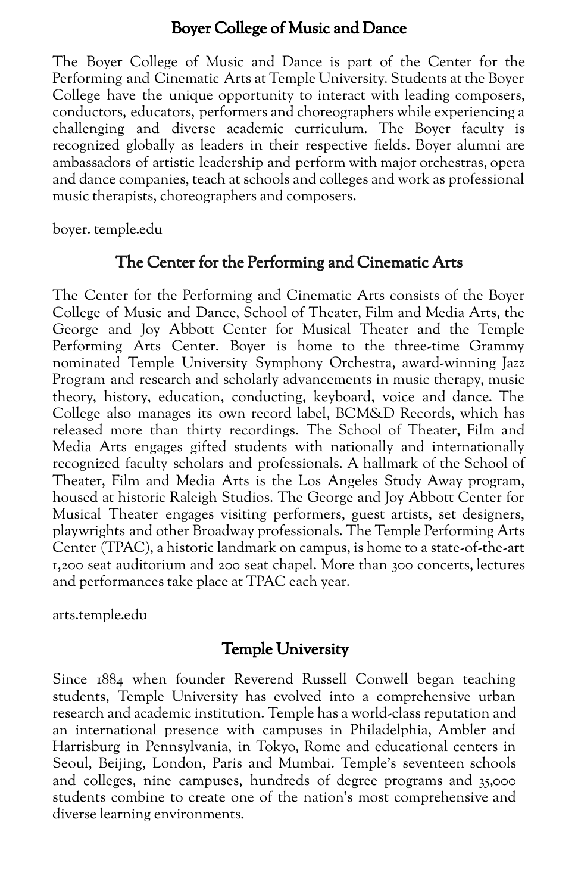## Boyer College of Music and Dance

The Boyer College of Music and Dance is part of the Center for the Performing and Cinematic Arts at Temple University. Students at the Boyer College have the unique opportunity to interact with leading composers, conductors, educators, performers and choreographers while experiencing a challenging and diverse academic curriculum. The Boyer faculty is recognized globally as leaders in their respective fields. Boyer alumni are ambassadors of artistic leadership and perform with major orchestras, opera and dance companies, teach at schools and colleges and work as professional music therapists, choreographers and composers.

boyer. temple.edu

## The Center for the Performing and Cinematic Arts

The Center for the Performing and Cinematic Arts consists of the Boyer College of Music and Dance, School of Theater, Film and Media Arts, the George and Joy Abbott Center for Musical Theater and the Temple Performing Arts Center. Boyer is home to the three-time Grammy nominated Temple University Symphony Orchestra, award-winning Jazz Program and research and scholarly advancements in music therapy, music theory, history, education, conducting, keyboard, voice and dance. The College also manages its own record label, BCM&D Records, which has released more than thirty recordings. The School of Theater, Film and Media Arts engages gifted students with nationally and internationally recognized faculty scholars and professionals. A hallmark of the School of Theater, Film and Media Arts is the Los Angeles Study Away program, housed at historic Raleigh Studios. The George and Joy Abbott Center for Musical Theater engages visiting performers, guest artists, set designers, playwrights and other Broadway professionals. The Temple Performing Arts Center (TPAC), a historic landmark on campus, is home to a state-of-the-art 1,200 seat auditorium and 200 seat chapel. More than 300 concerts, lectures and performances take place at TPAC each year.

arts.temple.edu

## Temple University

Since 1884 when founder Reverend Russell Conwell began teaching students, Temple University has evolved into a comprehensive urban research and academic institution. Temple has a world-class reputation and an international presence with campuses in Philadelphia, Ambler and Harrisburg in Pennsylvania, in Tokyo, Rome and educational centers in Seoul, Beijing, London, Paris and Mumbai. Temple's seventeen schools and colleges, nine campuses, hundreds of degree programs and 35,000 students combine to create one of the nation's most comprehensive and diverse learning environments.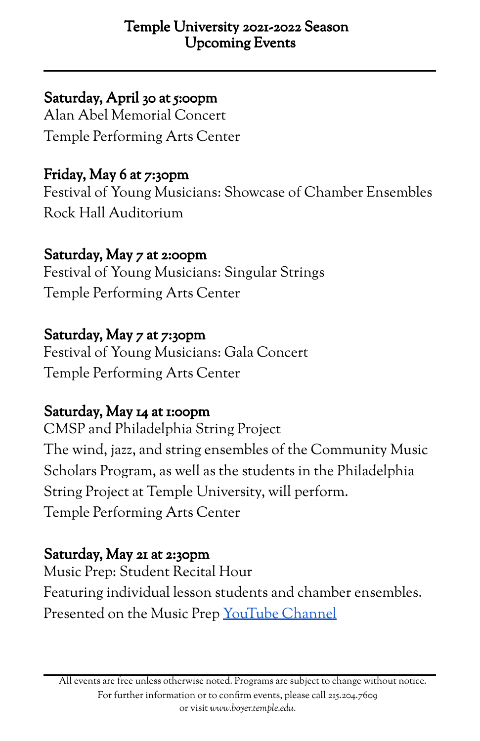# Temple University 2021-2022 Season
## Upcoming Events

---

**Saturday, April 30 at 5:00pm**
Alan Abel Memorial Concert
Temple Performing Arts Center

**Friday, May 6 at 7:30pm**
Festival of Young Musicians: Showcase of Chamber Ensembles
Rock Hall Auditorium

**Saturday, May 7 at 2:00pm**
Festival of Young Musicians: Singular Strings
Temple Performing Arts Center

**Saturday, May 7 at 7:30pm**
Festival of Young Musicians: Gala Concert
Temple Performing Arts Center

**Saturday, May 14 at 1:00pm**
CMSP and Philadelphia String Project
The wind, jazz, and string ensembles of the Community Music Scholars Program, as well as the students in the Philadelphia String Project at Temple University, will perform.
Temple Performing Arts Center

**Saturday, May 21 at 2:30pm**
Music Prep: Student Recital Hour
Featuring individual lesson students and chamber ensembles.
Presented on the Music Prep YouTube Channel

---

All events are free unless otherwise noted. Programs are subject to change without notice.
For further information or to confirm events, please call 215.204.7609
or visit *www.boyer.temple.edu*.